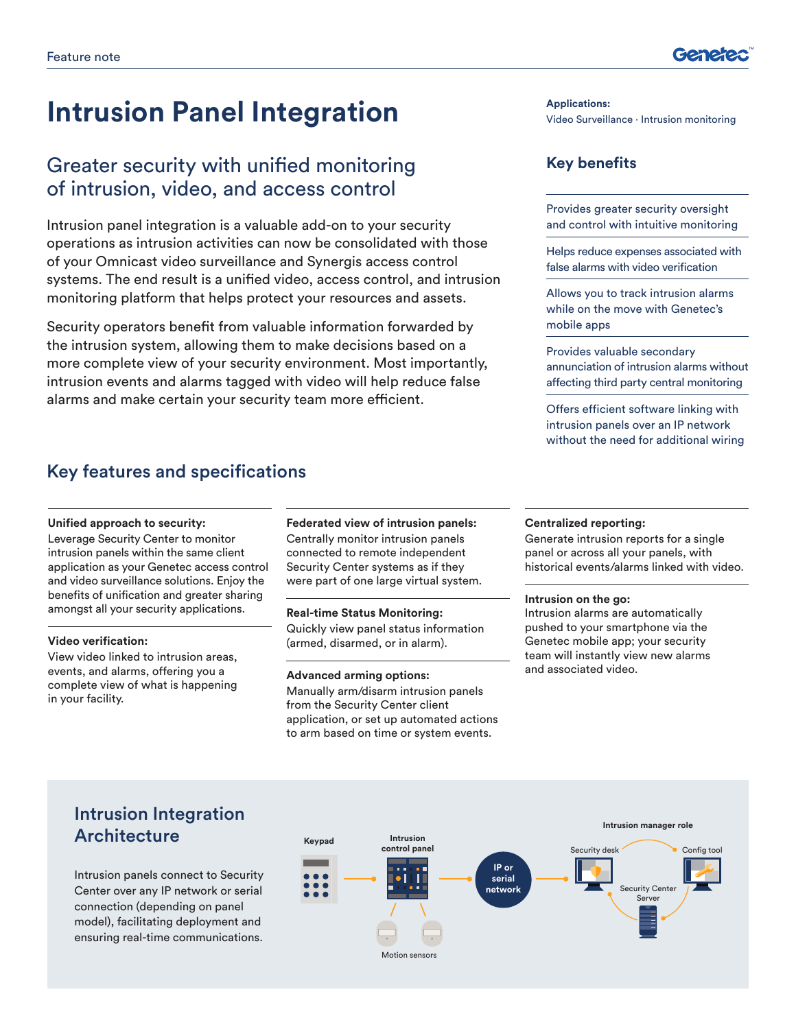# Intrusion Panel Integration

**Applications:**
Video Surveillance · Intrusion monitoring

## Greater security with unified monitoring of intrusion, video, and access control

Intrusion panel integration is a valuable add-on to your security operations as intrusion activities can now be consolidated with those of your Omnicast video surveillance and Synergis access control systems. The end result is a unified video, access control, and intrusion monitoring platform that helps protect your resources and assets.

Security operators benefit from valuable information forwarded by the intrusion system, allowing them to make decisions based on a more complete view of your security environment. Most importantly, intrusion events and alarms tagged with video will help reduce false alarms and make certain your security team more efficient.

## Key benefits

- Provides greater security oversight and control with intuitive monitoring
- Helps reduce expenses associated with false alarms with video verification
- Allows you to track intrusion alarms while on the move with Genetec's mobile apps
- Provides valuable secondary annunciation of intrusion alarms without affecting third party central monitoring
- Offers efficient software linking with intrusion panels over an IP network without the need for additional wiring

## Key features and specifications

**Unified approach to security:**
Leverage Security Center to monitor intrusion panels within the same client application as your Genetec access control and video surveillance solutions. Enjoy the benefits of unification and greater sharing amongst all your security applications.

**Video verification:**
View video linked to intrusion areas, events, and alarms, offering you a complete view of what is happening in your facility.

**Federated view of intrusion panels:**
Centrally monitor intrusion panels connected to remote independent Security Center systems as if they were part of one large virtual system.

**Real-time Status Monitoring:**
Quickly view panel status information (armed, disarmed, or in alarm).

**Advanced arming options:**
Manually arm/disarm intrusion panels from the Security Center client application, or set up automated actions to arm based on time or system events.

**Centralized reporting:**
Generate intrusion reports for a single panel or across all your panels, with historical events/alarms linked with video.

**Intrusion on the go:**
Intrusion alarms are automatically pushed to your smartphone via the Genetec mobile app; your security team will instantly view new alarms and associated video.

## Intrusion Integration Architecture

Intrusion panels connect to Security Center over any IP network or serial connection (depending on panel model), facilitating deployment and ensuring real-time communications.

Keypad · Intrusion control panel · Motion sensors · IP or serial network · Intrusion manager role · Security desk · Config tool · Security Center Server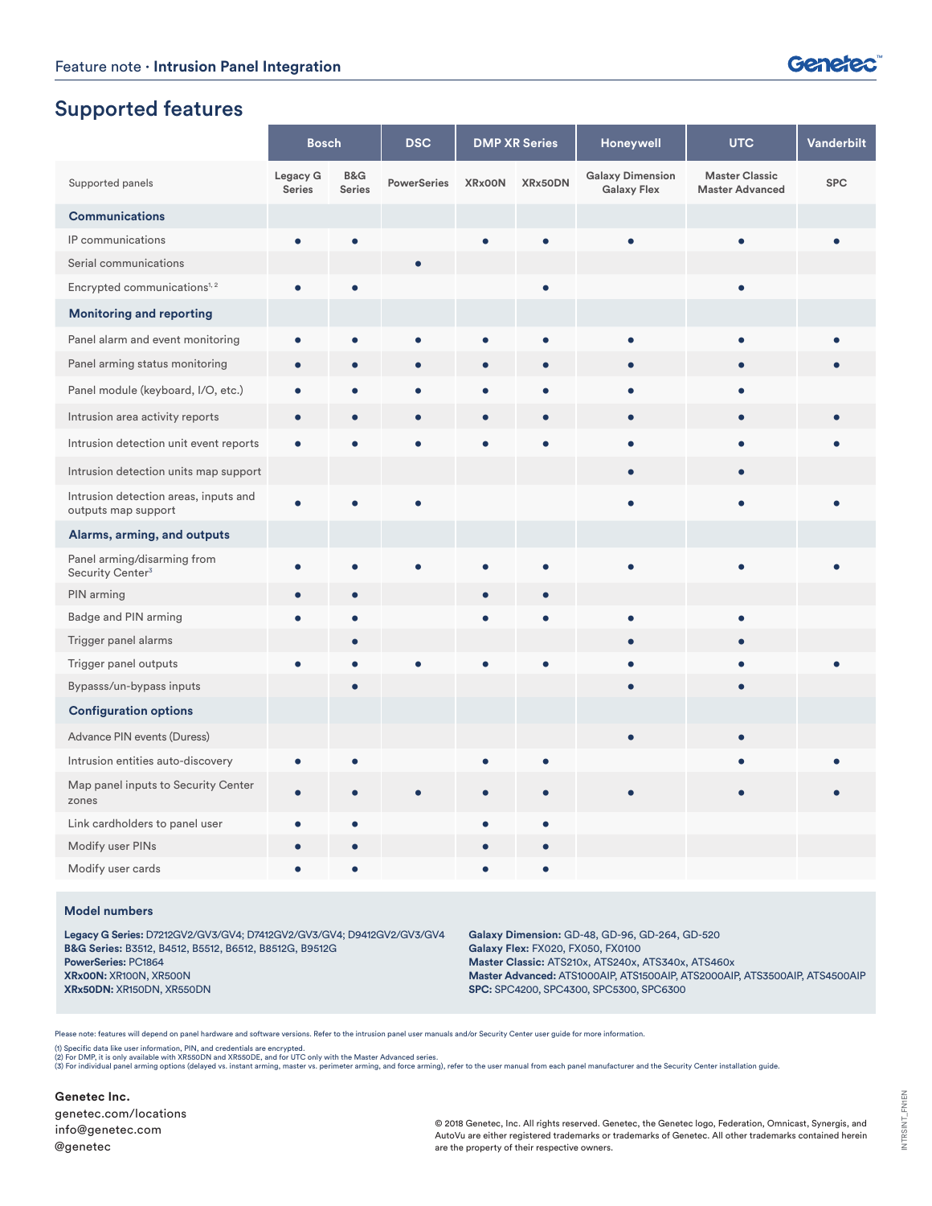## Supported features

| | Bosch | | DSC | DMP XR Series | | Honeywell | UTC | Vanderbilt |
|---|---|---|---|---|---|---|---|---|
| Supported panels | Legacy G Series | B&G Series | PowerSeries | XRx00N | XRx50DN | Galaxy Dimension Galaxy Flex | Master Classic Master Advanced | SPC |
| **Communications** | | | | | | | | |
| IP communications | ● | ● | | ● | ● | ● | ● | ● |
| Serial communications | | | ● | | | | | |
| Encrypted communications[1, 2] | ● | ● | | | ● | | ● | |
| **Monitoring and reporting** | | | | | | | | |
| Panel alarm and event monitoring | ● | ● | ● | ● | ● | ● | ● | ● |
| Panel arming status monitoring | ● | ● | ● | ● | ● | ● | ● | ● |
| Panel module (keyboard, I/O, etc.) | ● | ● | ● | ● | ● | ● | ● | |
| Intrusion area activity reports | ● | ● | ● | ● | ● | ● | ● | ● |
| Intrusion detection unit event reports | ● | ● | ● | ● | ● | ● | ● | ● |
| Intrusion detection units map support | | | | | | ● | ● | |
| Intrusion detection areas, inputs and outputs map support | ● | ● | ● | | | ● | ● | ● |
| **Alarms, arming, and outputs** | | | | | | | | |
| Panel arming/disarming from Security Center[3] | ● | ● | ● | ● | ● | ● | ● | ● |
| PIN arming | ● | ● | | ● | ● | | | |
| Badge and PIN arming | ● | ● | | ● | ● | ● | ● | |
| Trigger panel alarms | | ● | | | | ● | ● | |
| Trigger panel outputs | ● | ● | ● | ● | ● | ● | ● | ● |
| Bypasss/un-bypass inputs | | ● | | | | ● | ● | |
| **Configuration options** | | | | | | | | |
| Advance PIN events (Duress) | | | | | | ● | ● | |
| Intrusion entities auto-discovery | ● | ● | | ● | ● | | ● | ● |
| Map panel inputs to Security Center zones | ● | ● | ● | ● | ● | ● | ● | ● |
| Link cardholders to panel user | ● | ● | | ● | ● | | | |
| Modify user PINs | ● | ● | | ● | ● | | | |
| Modify user cards | ● | ● | | ● | ● | | | |

### Model numbers

**Legacy G Series:** D7212GV2/GV3/GV4; D7412GV2/GV3/GV4; D9412GV2/GV3/GV4
**B&G Series:** B3512, B4512, B5512, B6512, B8512G, B9512G
**PowerSeries:** PC1864
**XRx00N:** XR100N, XR500N
**XRx50DN:** XR150DN, XR550DN

**Galaxy Dimension:** GD-48, GD-96, GD-264, GD-520
**Galaxy Flex:** FX020, FX050, FX0100
**Master Classic:** ATS210x, ATS240x, ATS340x, ATS460x
**Master Advanced:** ATS1000AIP, ATS1500AIP, ATS2000AIP, ATS3500AIP, ATS4500AIP
**SPC:** SPC4200, SPC4300, SPC5300, SPC6300

Please note: features will depend on panel hardware and software versions. Refer to the intrusion panel user manuals and/or Security Center user guide for more information.

(1) Specific data like user information, PIN, and credentials are encrypted.
(2) For DMP, it is only available with XR550DN and XR550DE, and for UTC only with the Master Advanced series.
(3) For individual panel arming options (delayed vs. instant arming, master vs. perimeter arming, and force arming), refer to the user manual from each panel manufacturer and the Security Center installation guide.

**Genetec Inc.**
genetec.com/locations
info@genetec.com
@genetec

© 2018 Genetec, Inc. All rights reserved. Genetec, the Genetec logo, Federation, Omnicast, Synergis, and AutoVu are either registered trademarks or trademarks of Genetec. All other trademarks contained herein are the property of their respective owners.

INTRSINT_FN1EN